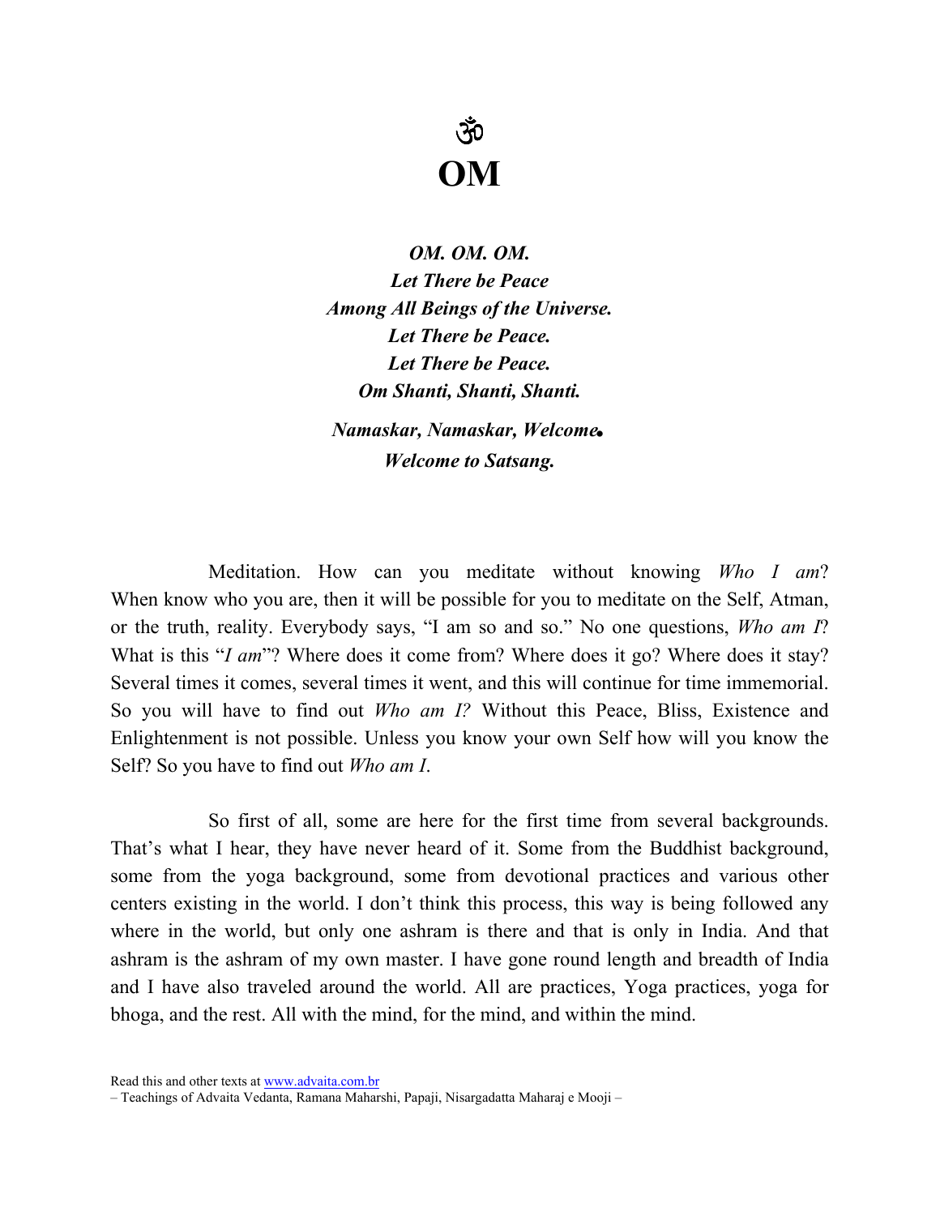# ॐ
# OM

***OM. OM. OM.***
***Let There be Peace***
***Among All Beings of the Universe.***
***Let There be Peace.***
***Let There be Peace.***
***Om Shanti, Shanti, Shanti.***

***Namaskar, Namaskar, Welcome.***
***Welcome to Satsang.***

Meditation. How can you meditate without knowing *Who I am*? When know who you are, then it will be possible for you to meditate on the Self, Atman, or the truth, reality. Everybody says, "I am so and so." No one questions, *Who am I*? What is this "*I am*"? Where does it come from? Where does it go? Where does it stay? Several times it comes, several times it went, and this will continue for time immemorial. So you will have to find out *Who am I?* Without this Peace, Bliss, Existence and Enlightenment is not possible. Unless you know your own Self how will you know the Self? So you have to find out *Who am I*.

So first of all, some are here for the first time from several backgrounds. That's what I hear, they have never heard of it. Some from the Buddhist background, some from the yoga background, some from devotional practices and various other centers existing in the world. I don't think this process, this way is being followed any where in the world, but only one ashram is there and that is only in India. And that ashram is the ashram of my own master. I have gone round length and breadth of India and I have also traveled around the world. All are practices, Yoga practices, yoga for bhoga, and the rest. All with the mind, for the mind, and within the mind.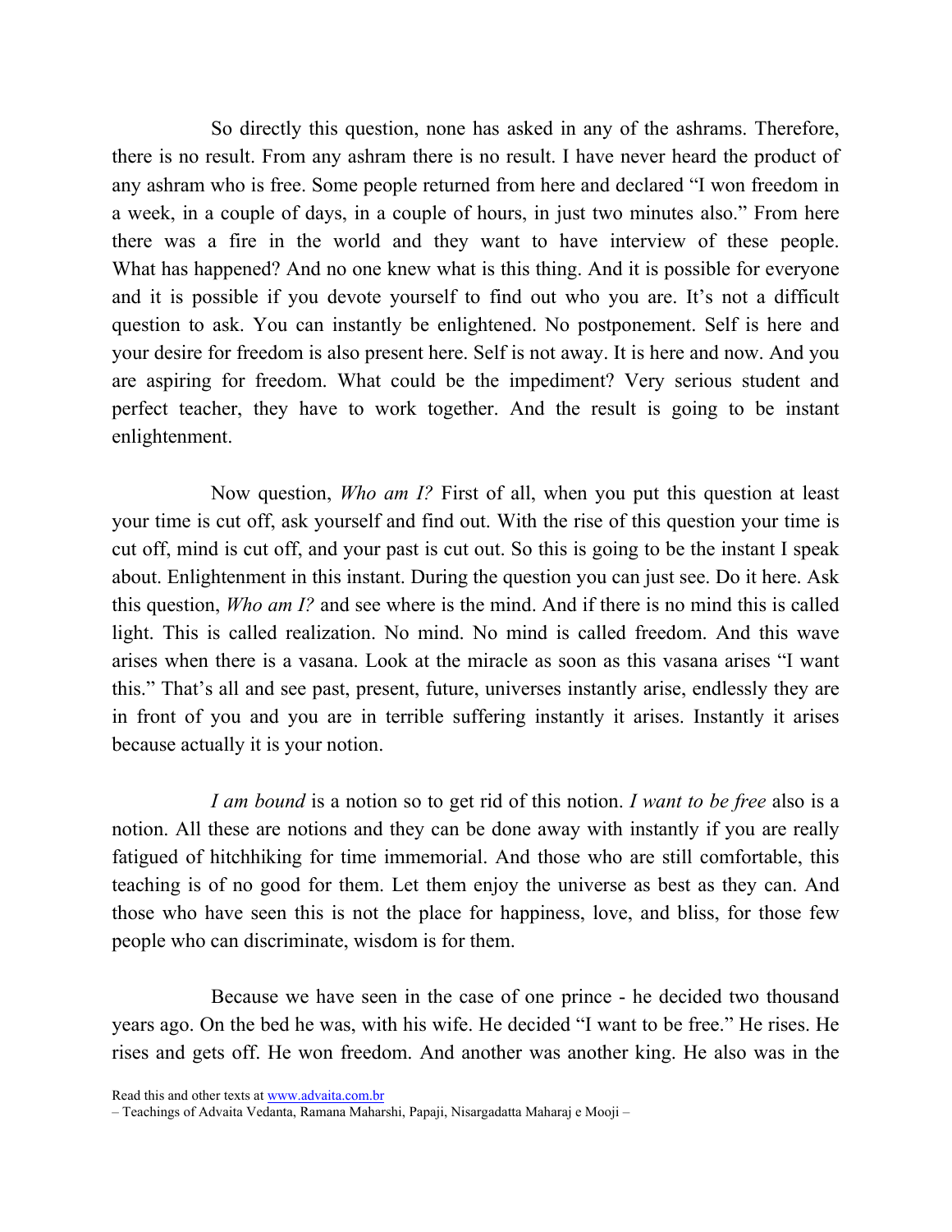So directly this question, none has asked in any of the ashrams. Therefore, there is no result. From any ashram there is no result. I have never heard the product of any ashram who is free. Some people returned from here and declared "I won freedom in a week, in a couple of days, in a couple of hours, in just two minutes also." From here there was a fire in the world and they want to have interview of these people. What has happened? And no one knew what is this thing. And it is possible for everyone and it is possible if you devote yourself to find out who you are. It's not a difficult question to ask. You can instantly be enlightened. No postponement. Self is here and your desire for freedom is also present here. Self is not away. It is here and now. And you are aspiring for freedom. What could be the impediment? Very serious student and perfect teacher, they have to work together. And the result is going to be instant enlightenment.

Now question, *Who am I?* First of all, when you put this question at least your time is cut off, ask yourself and find out. With the rise of this question your time is cut off, mind is cut off, and your past is cut out. So this is going to be the instant I speak about. Enlightenment in this instant. During the question you can just see. Do it here. Ask this question, *Who am I?* and see where is the mind. And if there is no mind this is called light. This is called realization. No mind. No mind is called freedom. And this wave arises when there is a vasana. Look at the miracle as soon as this vasana arises "I want this." That's all and see past, present, future, universes instantly arise, endlessly they are in front of you and you are in terrible suffering instantly it arises. Instantly it arises because actually it is your notion.

*I am bound* is a notion so to get rid of this notion. *I want to be free* also is a notion. All these are notions and they can be done away with instantly if you are really fatigued of hitchhiking for time immemorial. And those who are still comfortable, this teaching is of no good for them. Let them enjoy the universe as best as they can. And those who have seen this is not the place for happiness, love, and bliss, for those few people who can discriminate, wisdom is for them.

Because we have seen in the case of one prince - he decided two thousand years ago. On the bed he was, with his wife. He decided "I want to be free." He rises. He rises and gets off. He won freedom. And another was another king. He also was in the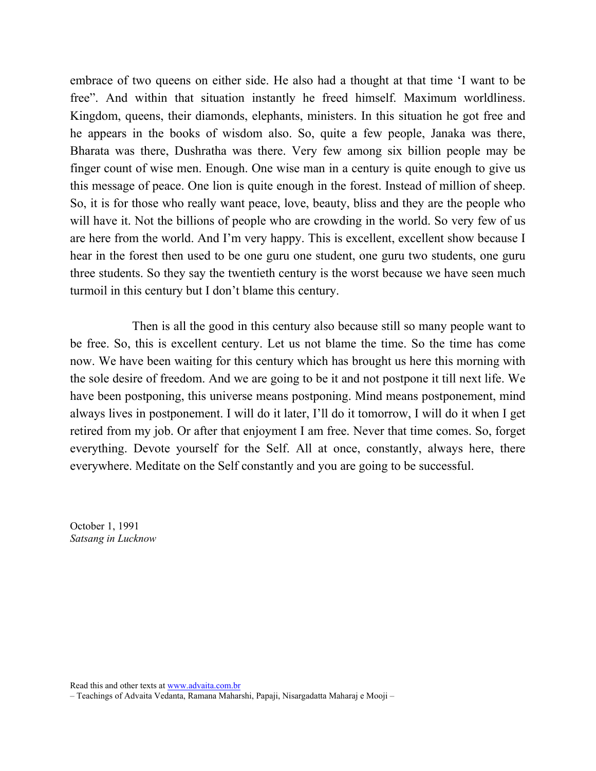embrace of two queens on either side. He also had a thought at that time 'I want to be free". And within that situation instantly he freed himself. Maximum worldliness. Kingdom, queens, their diamonds, elephants, ministers. In this situation he got free and he appears in the books of wisdom also. So, quite a few people, Janaka was there, Bharata was there, Dushratha was there. Very few among six billion people may be finger count of wise men. Enough. One wise man in a century is quite enough to give us this message of peace. One lion is quite enough in the forest. Instead of million of sheep. So, it is for those who really want peace, love, beauty, bliss and they are the people who will have it. Not the billions of people who are crowding in the world. So very few of us are here from the world. And I'm very happy. This is excellent, excellent show because I hear in the forest then used to be one guru one student, one guru two students, one guru three students. So they say the twentieth century is the worst because we have seen much turmoil in this century but I don't blame this century.

Then is all the good in this century also because still so many people want to be free. So, this is excellent century. Let us not blame the time. So the time has come now. We have been waiting for this century which has brought us here this morning with the sole desire of freedom. And we are going to be it and not postpone it till next life. We have been postponing, this universe means postponing. Mind means postponement, mind always lives in postponement. I will do it later, I'll do it tomorrow, I will do it when I get retired from my job. Or after that enjoyment I am free. Never that time comes. So, forget everything. Devote yourself for the Self. All at once, constantly, always here, there everywhere. Meditate on the Self constantly and you are going to be successful.

October 1, 1991
*Satsang in Lucknow*

Read this and other texts at www.advaita.com.br
– Teachings of Advaita Vedanta, Ramana Maharshi, Papaji, Nisargadatta Maharaj e Mooji –